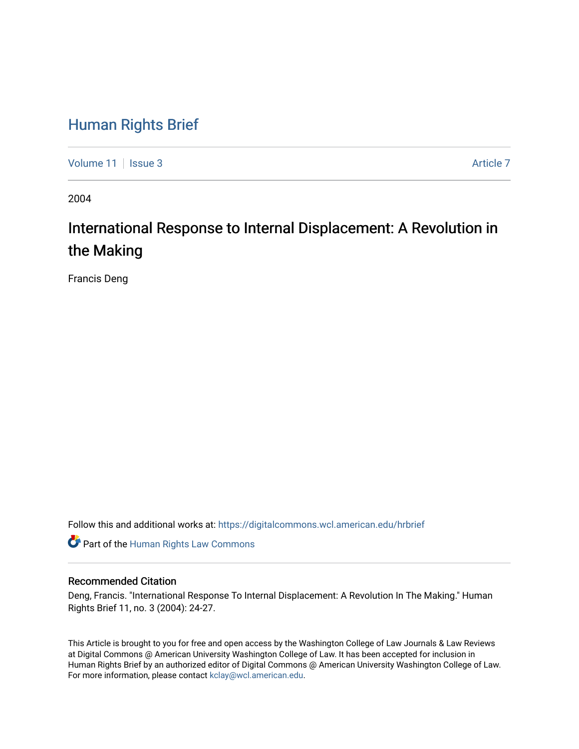# Human Rights Brief

Volume 11 | Issue 3 | Article 7

2004

## International Response to Internal Displacement: A Revolution in the Making

Francis Deng

Follow this and additional works at: https://digitalcommons.wcl.american.edu/hrbrief

Part of the Human Rights Law Commons

### Recommended Citation

Deng, Francis. "International Response To Internal Displacement: A Revolution In The Making." Human Rights Brief 11, no. 3 (2004): 24-27.

This Article is brought to you for free and open access by the Washington College of Law Journals & Law Reviews at Digital Commons @ American University Washington College of Law. It has been accepted for inclusion in Human Rights Brief by an authorized editor of Digital Commons @ American University Washington College of Law. For more information, please contact kclay@wcl.american.edu.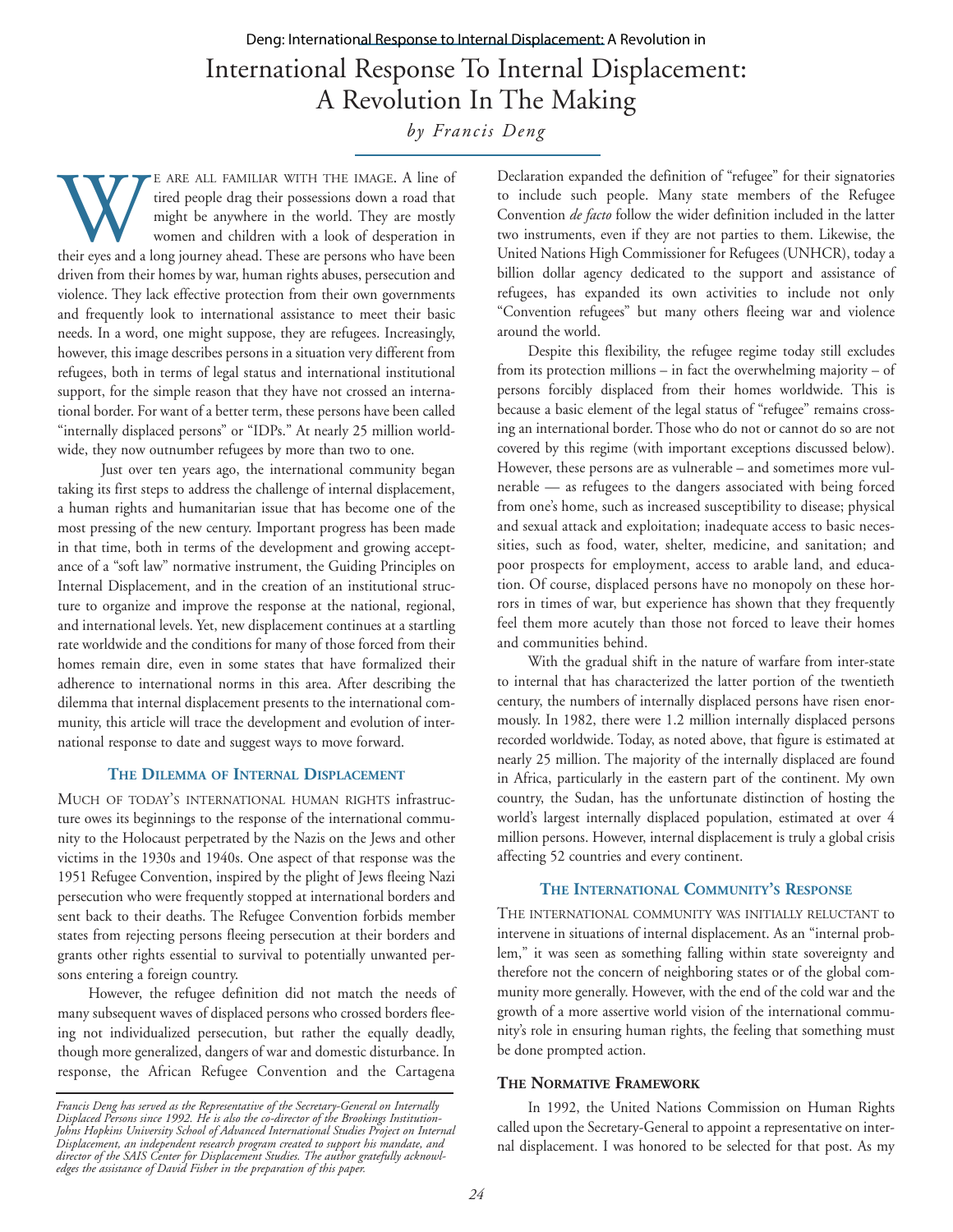# International Response To Internal Displacement: A Revolution In The Making

*by Francis Deng*

We are all familiar with the image. A line of tired people drag their possessions down a road that might be anywhere in the world. They are mostly women and children with a look of desperation in their eyes and a long journey ahead. These are persons who have been driven from their homes by war, human rights abuses, persecution and violence. They lack effective protection from their own governments and frequently look to international assistance to meet their basic needs. In a word, one might suppose, they are refugees. Increasingly, however, this image describes persons in a situation very different from refugees, both in terms of legal status and international institutional support, for the simple reason that they have not crossed an international border. For want of a better term, these persons have been called "internally displaced persons" or "IDPs." At nearly 25 million worldwide, they now outnumber refugees by more than two to one.

Just over ten years ago, the international community began taking its first steps to address the challenge of internal displacement, a human rights and humanitarian issue that has become one of the most pressing of the new century. Important progress has been made in that time, both in terms of the development and growing acceptance of a "soft law" normative instrument, the Guiding Principles on Internal Displacement, and in the creation of an institutional structure to organize and improve the response at the national, regional, and international levels. Yet, new displacement continues at a startling rate worldwide and the conditions for many of those forced from their homes remain dire, even in some states that have formalized their adherence to international norms in this area. After describing the dilemma that internal displacement presents to the international community, this article will trace the development and evolution of international response to date and suggest ways to move forward.

## The Dilemma of Internal Displacement

Much of today's international human rights infrastructure owes its beginnings to the response of the international community to the Holocaust perpetrated by the Nazis on the Jews and other victims in the 1930s and 1940s. One aspect of that response was the 1951 Refugee Convention, inspired by the plight of Jews fleeing Nazi persecution who were frequently stopped at international borders and sent back to their deaths. The Refugee Convention forbids member states from rejecting persons fleeing persecution at their borders and grants other rights essential to survival to potentially unwanted persons entering a foreign country.

However, the refugee definition did not match the needs of many subsequent waves of displaced persons who crossed borders fleeing not individualized persecution, but rather the equally deadly, though more generalized, dangers of war and domestic disturbance. In response, the African Refugee Convention and the Cartagena Declaration expanded the definition of "refugee" for their signatories to include such people. Many state members of the Refugee Convention *de facto* follow the wider definition included in the latter two instruments, even if they are not parties to them. Likewise, the United Nations High Commissioner for Refugees (UNHCR), today a billion dollar agency dedicated to the support and assistance of refugees, has expanded its own activities to include not only "Convention refugees" but many others fleeing war and violence around the world.

Despite this flexibility, the refugee regime today still excludes from its protection millions – in fact the overwhelming majority – of persons forcibly displaced from their homes worldwide. This is because a basic element of the legal status of "refugee" remains crossing an international border. Those who do not or cannot do so are not covered by this regime (with important exceptions discussed below). However, these persons are as vulnerable – and sometimes more vulnerable — as refugees to the dangers associated with being forced from one's home, such as increased susceptibility to disease; physical and sexual attack and exploitation; inadequate access to basic necessities, such as food, water, shelter, medicine, and sanitation; and poor prospects for employment, access to arable land, and education. Of course, displaced persons have no monopoly on these horrors in times of war, but experience has shown that they frequently feel them more acutely than those not forced to leave their homes and communities behind.

With the gradual shift in the nature of warfare from inter-state to internal that has characterized the latter portion of the twentieth century, the numbers of internally displaced persons have risen enormously. In 1982, there were 1.2 million internally displaced persons recorded worldwide. Today, as noted above, that figure is estimated at nearly 25 million. The majority of the internally displaced are found in Africa, particularly in the eastern part of the continent. My own country, the Sudan, has the unfortunate distinction of hosting the world's largest internally displaced population, estimated at over 4 million persons. However, internal displacement is truly a global crisis affecting 52 countries and every continent.

## The International Community's Response

The international community was initially reluctant to intervene in situations of internal displacement. As an "internal problem," it was seen as something falling within state sovereignty and therefore not the concern of neighboring states or of the global community more generally. However, with the end of the cold war and the growth of a more assertive world vision of the international community's role in ensuring human rights, the feeling that something must be done prompted action.

### The Normative Framework

In 1992, the United Nations Commission on Human Rights called upon the Secretary-General to appoint a representative on internal displacement. I was honored to be selected for that post. As my

---

*Francis Deng has served as the Representative of the Secretary-General on Internally Displaced Persons since 1992. He is also the co-director of the Brookings Institution-Johns Hopkins University School of Advanced International Studies Project on Internal Displacement, an independent research program created to support his mandate, and director of the SAIS Center for Displacement Studies. The author gratefully acknowledges the assistance of David Fisher in the preparation of this paper.*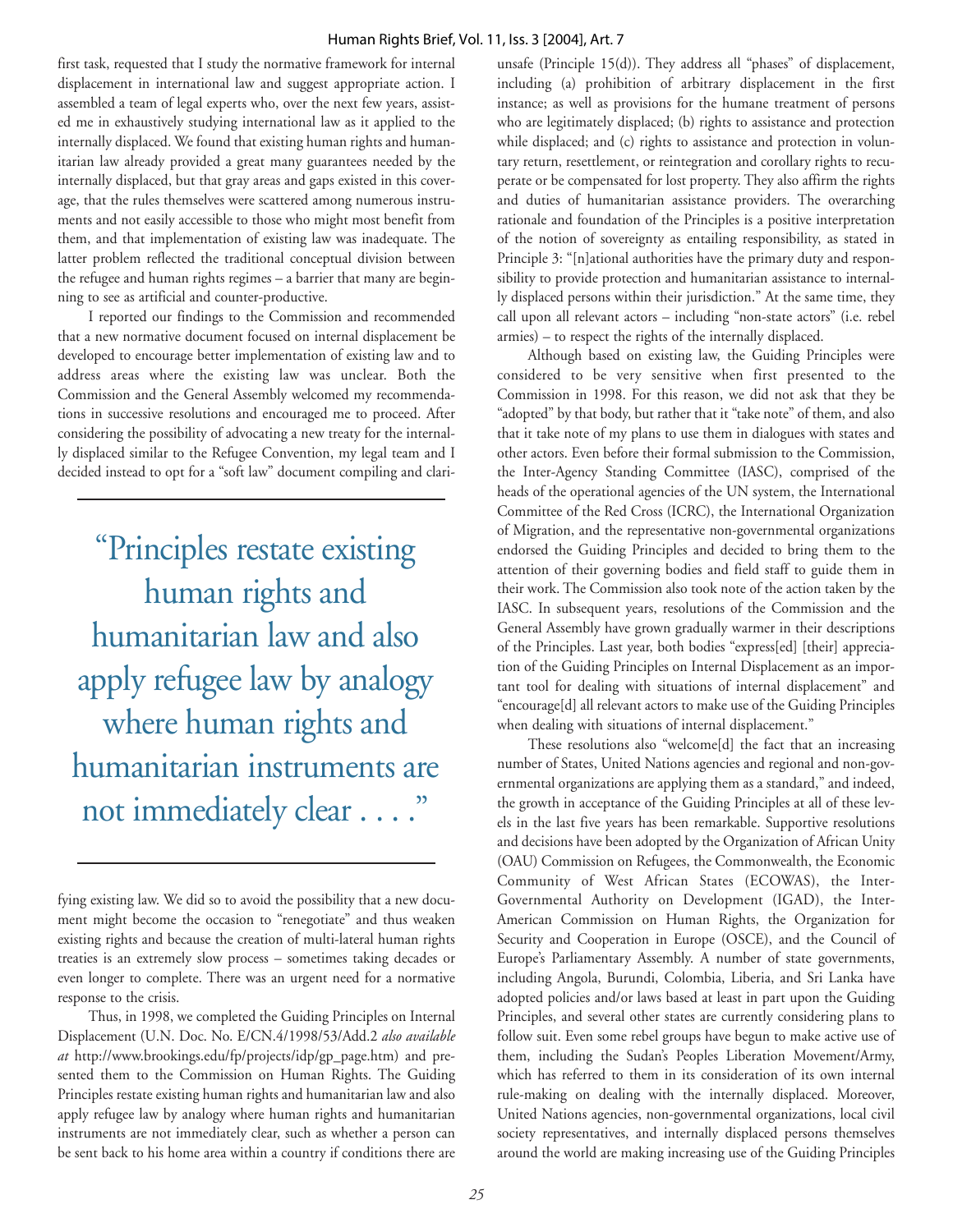first task, requested that I study the normative framework for internal displacement in international law and suggest appropriate action. I assembled a team of legal experts who, over the next few years, assisted me in exhaustively studying international law as it applied to the internally displaced. We found that existing human rights and humanitarian law already provided a great many guarantees needed by the internally displaced, but that gray areas and gaps existed in this coverage, that the rules themselves were scattered among numerous instruments and not easily accessible to those who might most benefit from them, and that implementation of existing law was inadequate. The latter problem reflected the traditional conceptual division between the refugee and human rights regimes – a barrier that many are beginning to see as artificial and counter-productive.

I reported our findings to the Commission and recommended that a new normative document focused on internal displacement be developed to encourage better implementation of existing law and to address areas where the existing law was unclear. Both the Commission and the General Assembly welcomed my recommendations in successive resolutions and encouraged me to proceed. After considering the possibility of advocating a new treaty for the internally displaced similar to the Refugee Convention, my legal team and I decided instead to opt for a "soft law" document compiling and clarifying existing law. We did so to avoid the possibility that a new document might become the occasion to "renegotiate" and thus weaken existing rights and because the creation of multi-lateral human rights treaties is an extremely slow process – sometimes taking decades or even longer to complete. There was an urgent need for a normative response to the crisis.

> "Principles restate existing human rights and humanitarian law and also apply refugee law by analogy where human rights and humanitarian instruments are not immediately clear . . . ."

Thus, in 1998, we completed the Guiding Principles on Internal Displacement (U.N. Doc. No. E/CN.4/1998/53/Add.2 *also available at* http://www.brookings.edu/fp/projects/idp/gp_page.htm) and presented them to the Commission on Human Rights. The Guiding Principles restate existing human rights and humanitarian law and also apply refugee law by analogy where human rights and humanitarian instruments are not immediately clear, such as whether a person can be sent back to his home area within a country if conditions there are unsafe (Principle 15(d)). They address all "phases" of displacement, including (a) prohibition of arbitrary displacement in the first instance; as well as provisions for the humane treatment of persons who are legitimately displaced; (b) rights to assistance and protection while displaced; and (c) rights to assistance and protection in voluntary return, resettlement, or reintegration and corollary rights to recuperate or be compensated for lost property. They also affirm the rights and duties of humanitarian assistance providers. The overarching rationale and foundation of the Principles is a positive interpretation of the notion of sovereignty as entailing responsibility, as stated in Principle 3: "[n]ational authorities have the primary duty and responsibility to provide protection and humanitarian assistance to internally displaced persons within their jurisdiction." At the same time, they call upon all relevant actors – including "non-state actors" (i.e. rebel armies) – to respect the rights of the internally displaced.

Although based on existing law, the Guiding Principles were considered to be very sensitive when first presented to the Commission in 1998. For this reason, we did not ask that they be "adopted" by that body, but rather that it "take note" of them, and also that it take note of my plans to use them in dialogues with states and other actors. Even before their formal submission to the Commission, the Inter-Agency Standing Committee (IASC), comprised of the heads of the operational agencies of the UN system, the International Committee of the Red Cross (ICRC), the International Organization of Migration, and the representative non-governmental organizations endorsed the Guiding Principles and decided to bring them to the attention of their governing bodies and field staff to guide them in their work. The Commission also took note of the action taken by the IASC. In subsequent years, resolutions of the Commission and the General Assembly have grown gradually warmer in their descriptions of the Principles. Last year, both bodies "express[ed] [their] appreciation of the Guiding Principles on Internal Displacement as an important tool for dealing with situations of internal displacement" and "encourage[d] all relevant actors to make use of the Guiding Principles when dealing with situations of internal displacement."

These resolutions also "welcome[d] the fact that an increasing number of States, United Nations agencies and regional and non-governmental organizations are applying them as a standard," and indeed, the growth in acceptance of the Guiding Principles at all of these levels in the last five years has been remarkable. Supportive resolutions and decisions have been adopted by the Organization of African Unity (OAU) Commission on Refugees, the Commonwealth, the Economic Community of West African States (ECOWAS), the Inter-Governmental Authority on Development (IGAD), the Inter-American Commission on Human Rights, the Organization for Security and Cooperation in Europe (OSCE), and the Council of Europe's Parliamentary Assembly. A number of state governments, including Angola, Burundi, Colombia, Liberia, and Sri Lanka have adopted policies and/or laws based at least in part upon the Guiding Principles, and several other states are currently considering plans to follow suit. Even some rebel groups have begun to make active use of them, including the Sudan's Peoples Liberation Movement/Army, which has referred to them in its consideration of its own internal rule-making on dealing with the internally displaced. Moreover, United Nations agencies, non-governmental organizations, local civil society representatives, and internally displaced persons themselves around the world are making increasing use of the Guiding Principles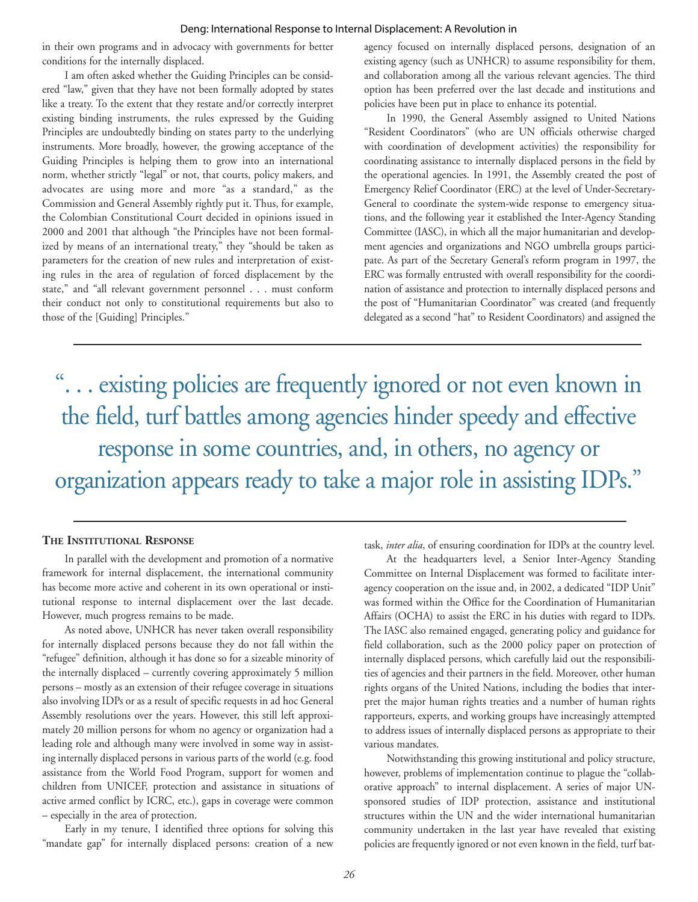in their own programs and in advocacy with governments for better conditions for the internally displaced.

I am often asked whether the Guiding Principles can be considered "law," given that they have not been formally adopted by states like a treaty. To the extent that they restate and/or correctly interpret existing binding instruments, the rules expressed by the Guiding Principles are undoubtedly binding on states party to the underlying instruments. More broadly, however, the growing acceptance of the Guiding Principles is helping them to grow into an international norm, whether strictly "legal" or not, that courts, policy makers, and advocates are using more and more "as a standard," as the Commission and General Assembly rightly put it. Thus, for example, the Colombian Constitutional Court decided in opinions issued in 2000 and 2001 that although "the Principles have not been formalized by means of an international treaty," they "should be taken as parameters for the creation of new rules and interpretation of existing rules in the area of regulation of forced displacement by the state," and "all relevant government personnel . . . must conform their conduct not only to constitutional requirements but also to those of the [Guiding] Principles."

## The Institutional Response

In parallel with the development and promotion of a normative framework for internal displacement, the international community has become more active and coherent in its own operational or institutional response to internal displacement over the last decade. However, much progress remains to be made.

As noted above, UNHCR has never taken overall responsibility for internally displaced persons because they do not fall within the "refugee" definition, although it has done so for a sizeable minority of the internally displaced – currently covering approximately 5 million persons – mostly as an extension of their refugee coverage in situations also involving IDPs or as a result of specific requests in ad hoc General Assembly resolutions over the years. However, this still left approximately 20 million persons for whom no agency or organization had a leading role and although many were involved in some way in assisting internally displaced persons in various parts of the world (e.g. food assistance from the World Food Program, support for women and children from UNICEF, protection and assistance in situations of active armed conflict by ICRC, etc.), gaps in coverage were common – especially in the area of protection.

Early in my tenure, I identified three options for solving this "mandate gap" for internally displaced persons: creation of a new agency focused on internally displaced persons, designation of an existing agency (such as UNHCR) to assume responsibility for them, and collaboration among all the various relevant agencies. The third option has been preferred over the last decade and institutions and policies have been put in place to enhance its potential.

In 1990, the General Assembly assigned to United Nations "Resident Coordinators" (who are UN officials otherwise charged with coordination of development activities) the responsibility for coordinating assistance to internally displaced persons in the field by the operational agencies. In 1991, the Assembly created the post of Emergency Relief Coordinator (ERC) at the level of Under-Secretary-General to coordinate the system-wide response to emergency situations, and the following year it established the Inter-Agency Standing Committee (IASC), in which all the major humanitarian and development agencies and organizations and NGO umbrella groups participate. As part of the Secretary General's reform program in 1997, the ERC was formally entrusted with overall responsibility for the coordination of assistance and protection to internally displaced persons and the post of "Humanitarian Coordinator" was created (and frequently delegated as a second "hat" to Resident Coordinators) and assigned the task, *inter alia*, of ensuring coordination for IDPs at the country level.

At the headquarters level, a Senior Inter-Agency Standing Committee on Internal Displacement was formed to facilitate inter-agency cooperation on the issue and, in 2002, a dedicated "IDP Unit" was formed within the Office for the Coordination of Humanitarian Affairs (OCHA) to assist the ERC in his duties with regard to IDPs. The IASC also remained engaged, generating policy and guidance for field collaboration, such as the 2000 policy paper on protection of internally displaced persons, which carefully laid out the responsibilities of agencies and their partners in the field. Moreover, other human rights organs of the United Nations, including the bodies that interpret the major human rights treaties and a number of human rights rapporteurs, experts, and working groups have increasingly attempted to address issues of internally displaced persons as appropriate to their various mandates.

Notwithstanding this growing institutional and policy structure, however, problems of implementation continue to plague the "collaborative approach" to internal displacement. A series of major UN-sponsored studies of IDP protection, assistance and institutional structures within the UN and the wider international humanitarian community undertaken in the last year have revealed that existing policies are frequently ignored or not even known in the field, turf bat-

> ". . . existing policies are frequently ignored or not even known in the field, turf battles among agencies hinder speedy and effective response in some countries, and, in others, no agency or organization appears ready to take a major role in assisting IDPs."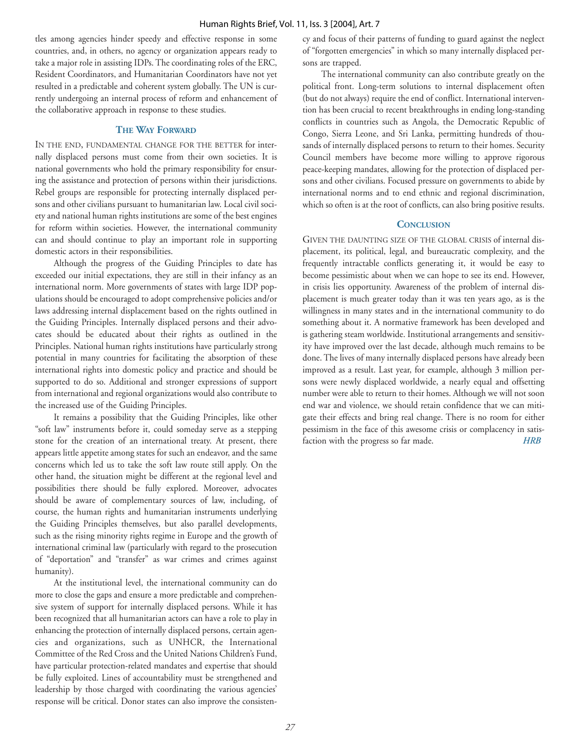tles among agencies hinder speedy and effective response in some countries, and, in others, no agency or organization appears ready to take a major role in assisting IDPs. The coordinating roles of the ERC, Resident Coordinators, and Humanitarian Coordinators have not yet resulted in a predictable and coherent system globally. The UN is currently undergoing an internal process of reform and enhancement of the collaborative approach in response to these studies.

## The Way Forward

In the end, fundamental change for the better for internally displaced persons must come from their own societies. It is national governments who hold the primary responsibility for ensuring the assistance and protection of persons within their jurisdictions. Rebel groups are responsible for protecting internally displaced persons and other civilians pursuant to humanitarian law. Local civil society and national human rights institutions are some of the best engines for reform within societies. However, the international community can and should continue to play an important role in supporting domestic actors in their responsibilities.

Although the progress of the Guiding Principles to date has exceeded our initial expectations, they are still in their infancy as an international norm. More governments of states with large IDP populations should be encouraged to adopt comprehensive policies and/or laws addressing internal displacement based on the rights outlined in the Guiding Principles. Internally displaced persons and their advocates should be educated about their rights as outlined in the Principles. National human rights institutions have particularly strong potential in many countries for facilitating the absorption of these international rights into domestic policy and practice and should be supported to do so. Additional and stronger expressions of support from international and regional organizations would also contribute to the increased use of the Guiding Principles.

It remains a possibility that the Guiding Principles, like other "soft law" instruments before it, could someday serve as a stepping stone for the creation of an international treaty. At present, there appears little appetite among states for such an endeavor, and the same concerns which led us to take the soft law route still apply. On the other hand, the situation might be different at the regional level and possibilities there should be fully explored. Moreover, advocates should be aware of complementary sources of law, including, of course, the human rights and humanitarian instruments underlying the Guiding Principles themselves, but also parallel developments, such as the rising minority rights regime in Europe and the growth of international criminal law (particularly with regard to the prosecution of "deportation" and "transfer" as war crimes and crimes against humanity).

At the institutional level, the international community can do more to close the gaps and ensure a more predictable and comprehensive system of support for internally displaced persons. While it has been recognized that all humanitarian actors can have a role to play in enhancing the protection of internally displaced persons, certain agencies and organizations, such as UNHCR, the International Committee of the Red Cross and the United Nations Children's Fund, have particular protection-related mandates and expertise that should be fully exploited. Lines of accountability must be strengthened and leadership by those charged with coordinating the various agencies' response will be critical. Donor states can also improve the consistency and focus of their patterns of funding to guard against the neglect of "forgotten emergencies" in which so many internally displaced persons are trapped.

The international community can also contribute greatly on the political front. Long-term solutions to internal displacement often (but do not always) require the end of conflict. International intervention has been crucial to recent breakthroughs in ending long-standing conflicts in countries such as Angola, the Democratic Republic of Congo, Sierra Leone, and Sri Lanka, permitting hundreds of thousands of internally displaced persons to return to their homes. Security Council members have become more willing to approve rigorous peace-keeping mandates, allowing for the protection of displaced persons and other civilians. Focused pressure on governments to abide by international norms and to end ethnic and regional discrimination, which so often is at the root of conflicts, can also bring positive results.

## Conclusion

Given the daunting size of the global crisis of internal displacement, its political, legal, and bureaucratic complexity, and the frequently intractable conflicts generating it, it would be easy to become pessimistic about when we can hope to see its end. However, in crisis lies opportunity. Awareness of the problem of internal displacement is much greater today than it was ten years ago, as is the willingness in many states and in the international community to do something about it. A normative framework has been developed and is gathering steam worldwide. Institutional arrangements and sensitivity have improved over the last decade, although much remains to be done. The lives of many internally displaced persons have already been improved as a result. Last year, for example, although 3 million persons were newly displaced worldwide, a nearly equal and offsetting number were able to return to their homes. Although we will not soon end war and violence, we should retain confidence that we can mitigate their effects and bring real change. There is no room for either pessimism in the face of this awesome crisis or complacency in satisfaction with the progress so far made. *HRB*